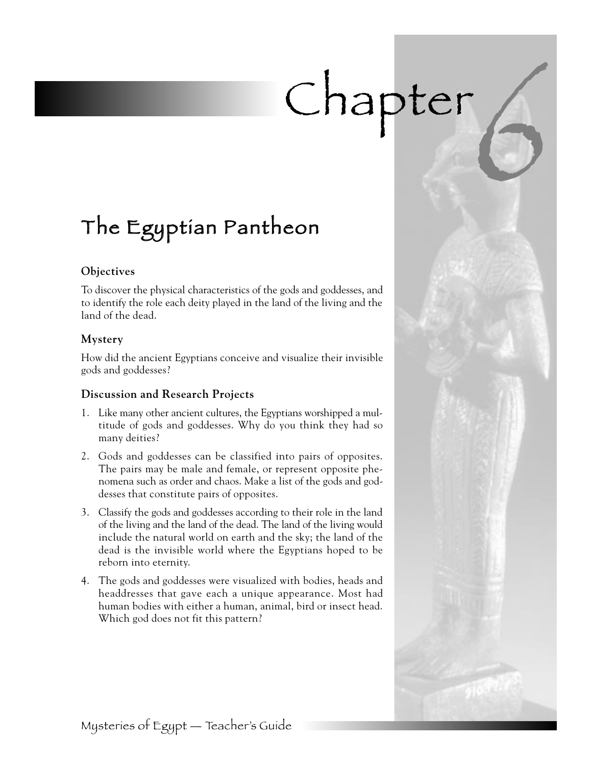# Chapter 6

## The Egyptian Pantheon

### Objectives

To discover the physical characteristics of the gods and goddesses, and to identify the role each deity played in the land of the living and the land of the dead.

### Mystery

How did the ancient Egyptians conceive and visualize their invisible gods and goddesses?

### Discussion and Research Projects

1. Like many other ancient cultures, the Egyptians worshipped a multitude of gods and goddesses. Why do you think they had so many deities?
2. Gods and goddesses can be classified into pairs of opposites. The pairs may be male and female, or represent opposite phenomena such as order and chaos. Make a list of the gods and goddesses that constitute pairs of opposites.
3. Classify the gods and goddesses according to their role in the land of the living and the land of the dead. The land of the living would include the natural world on earth and the sky; the land of the dead is the invisible world where the Egyptians hoped to be reborn into eternity.
4. The gods and goddesses were visualized with bodies, heads and headdresses that gave each a unique appearance. Most had human bodies with either a human, animal, bird or insect head. Which god does not fit this pattern?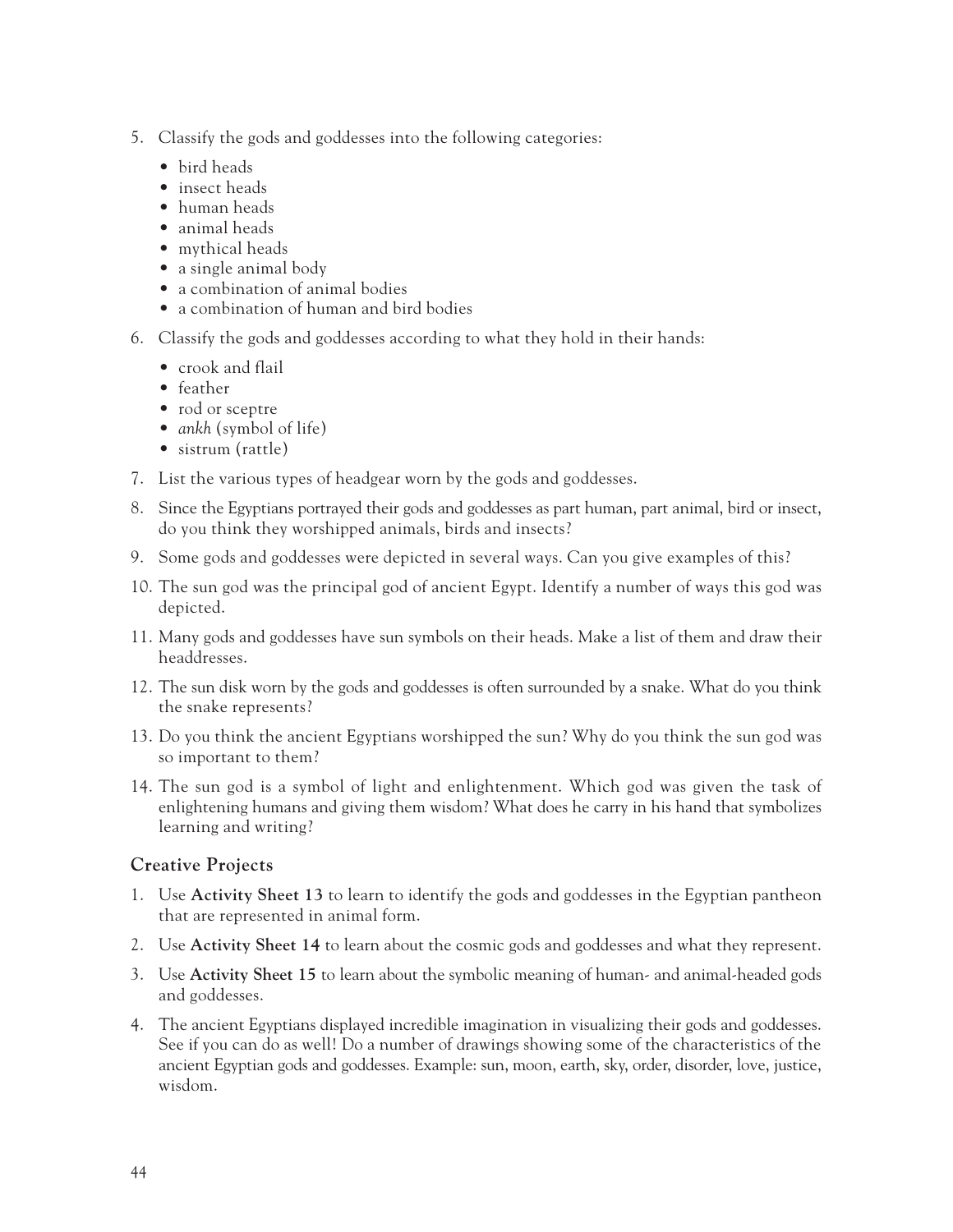5. Classify the gods and goddesses into the following categories:
   - bird heads
   - insect heads
   - human heads
   - animal heads
   - mythical heads
   - a single animal body
   - a combination of animal bodies
   - a combination of human and bird bodies
6. Classify the gods and goddesses according to what they hold in their hands:
   - crook and flail
   - feather
   - rod or sceptre
   - *ankh* (symbol of life)
   - sistrum (rattle)
7. List the various types of headgear worn by the gods and goddesses.
8. Since the Egyptians portrayed their gods and goddesses as part human, part animal, bird or insect, do you think they worshipped animals, birds and insects?
9. Some gods and goddesses were depicted in several ways. Can you give examples of this?
10. The sun god was the principal god of ancient Egypt. Identify a number of ways this god was depicted.
11. Many gods and goddesses have sun symbols on their heads. Make a list of them and draw their headdresses.
12. The sun disk worn by the gods and goddesses is often surrounded by a snake. What do you think the snake represents?
13. Do you think the ancient Egyptians worshipped the sun? Why do you think the sun god was so important to them?
14. The sun god is a symbol of light and enlightenment. Which god was given the task of enlightening humans and giving them wisdom? What does he carry in his hand that symbolizes learning and writing?

### Creative Projects

1. Use **Activity Sheet 13** to learn to identify the gods and goddesses in the Egyptian pantheon that are represented in animal form.
2. Use **Activity Sheet 14** to learn about the cosmic gods and goddesses and what they represent.
3. Use **Activity Sheet 15** to learn about the symbolic meaning of human- and animal-headed gods and goddesses.
4. The ancient Egyptians displayed incredible imagination in visualizing their gods and goddesses. See if you can do as well! Do a number of drawings showing some of the characteristics of the ancient Egyptian gods and goddesses. Example: sun, moon, earth, sky, order, disorder, love, justice, wisdom.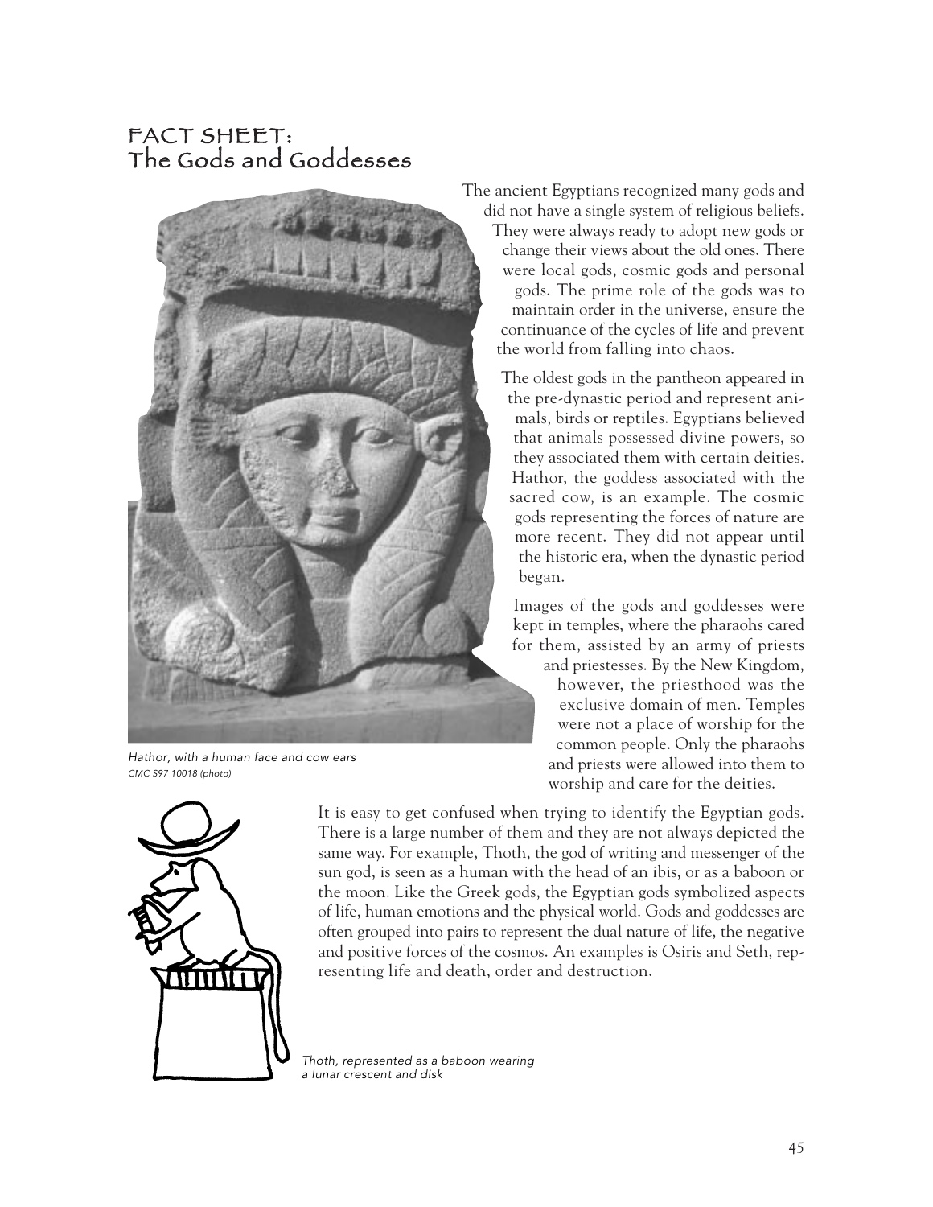# FACT SHEET: The Gods and Goddesses

The ancient Egyptians recognized many gods and did not have a single system of religious beliefs. They were always ready to adopt new gods or change their views about the old ones. There were local gods, cosmic gods and personal gods. The prime role of the gods was to maintain order in the universe, ensure the continuance of the cycles of life and prevent the world from falling into chaos.

The oldest gods in the pantheon appeared in the pre-dynastic period and represent animals, birds or reptiles. Egyptians believed that animals possessed divine powers, so they associated them with certain deities. Hathor, the goddess associated with the sacred cow, is an example. The cosmic gods representing the forces of nature are more recent. They did not appear until the historic era, when the dynastic period began.

Images of the gods and goddesses were kept in temples, where the pharaohs cared for them, assisted by an army of priests and priestesses. By the New Kingdom, however, the priesthood was the exclusive domain of men. Temples were not a place of worship for the common people. Only the pharaohs and priests were allowed into them to worship and care for the deities.

*Hathor, with a human face and cow ears*
*CMC S97 10018 (photo)*

It is easy to get confused when trying to identify the Egyptian gods. There is a large number of them and they are not always depicted the same way. For example, Thoth, the god of writing and messenger of the sun god, is seen as a human with the head of an ibis, or as a baboon or the moon. Like the Greek gods, the Egyptian gods symbolized aspects of life, human emotions and the physical world. Gods and goddesses are often grouped into pairs to represent the dual nature of life, the negative and positive forces of the cosmos. An examples is Osiris and Seth, representing life and death, order and destruction.

*Thoth, represented as a baboon wearing a lunar crescent and disk*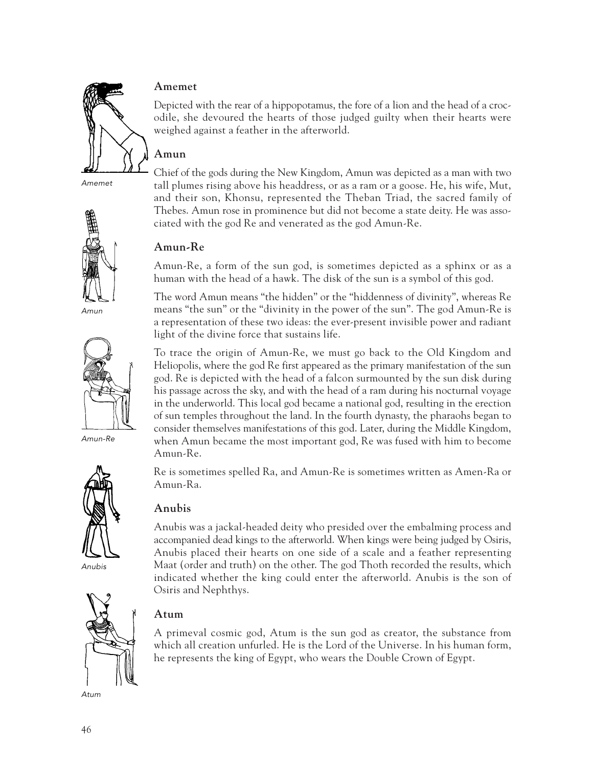### Amemet

Depicted with the rear of a hippopotamus, the fore of a lion and the head of a crocodile, she devoured the hearts of those judged guilty when their hearts were weighed against a feather in the afterworld.

*Amemet*

### Amun

Chief of the gods during the New Kingdom, Amun was depicted as a man with two tall plumes rising above his headdress, or as a ram or a goose. He, his wife, Mut, and their son, Khonsu, represented the Theban Triad, the sacred family of Thebes. Amun rose in prominence but did not become a state deity. He was associated with the god Re and venerated as the god Amun-Re.

*Amun*

### Amun-Re

Amun-Re, a form of the sun god, is sometimes depicted as a sphinx or as a human with the head of a hawk. The disk of the sun is a symbol of this god.

The word Amun means "the hidden" or the "hiddenness of divinity", whereas Re means "the sun" or the "divinity in the power of the sun". The god Amun-Re is a representation of these two ideas: the ever-present invisible power and radiant light of the divine force that sustains life.

To trace the origin of Amun-Re, we must go back to the Old Kingdom and Heliopolis, where the god Re first appeared as the primary manifestation of the sun god. Re is depicted with the head of a falcon surmounted by the sun disk during his passage across the sky, and with the head of a ram during his nocturnal voyage in the underworld. This local god became a national god, resulting in the erection of sun temples throughout the land. In the fourth dynasty, the pharaohs began to consider themselves manifestations of this god. Later, during the Middle Kingdom, when Amun became the most important god, Re was fused with him to become Amun-Re.

*Amun-Re*

Re is sometimes spelled Ra, and Amun-Re is sometimes written as Amen-Ra or Amun-Ra.

### Anubis

Anubis was a jackal-headed deity who presided over the embalming process and accompanied dead kings to the afterworld. When kings were being judged by Osiris, Anubis placed their hearts on one side of a scale and a feather representing Maat (order and truth) on the other. The god Thoth recorded the results, which indicated whether the king could enter the afterworld. Anubis is the son of Osiris and Nephthys.

*Anubis*

### Atum

A primeval cosmic god, Atum is the sun god as creator, the substance from which all creation unfurled. He is the Lord of the Universe. In his human form, he represents the king of Egypt, who wears the Double Crown of Egypt.

*Atum*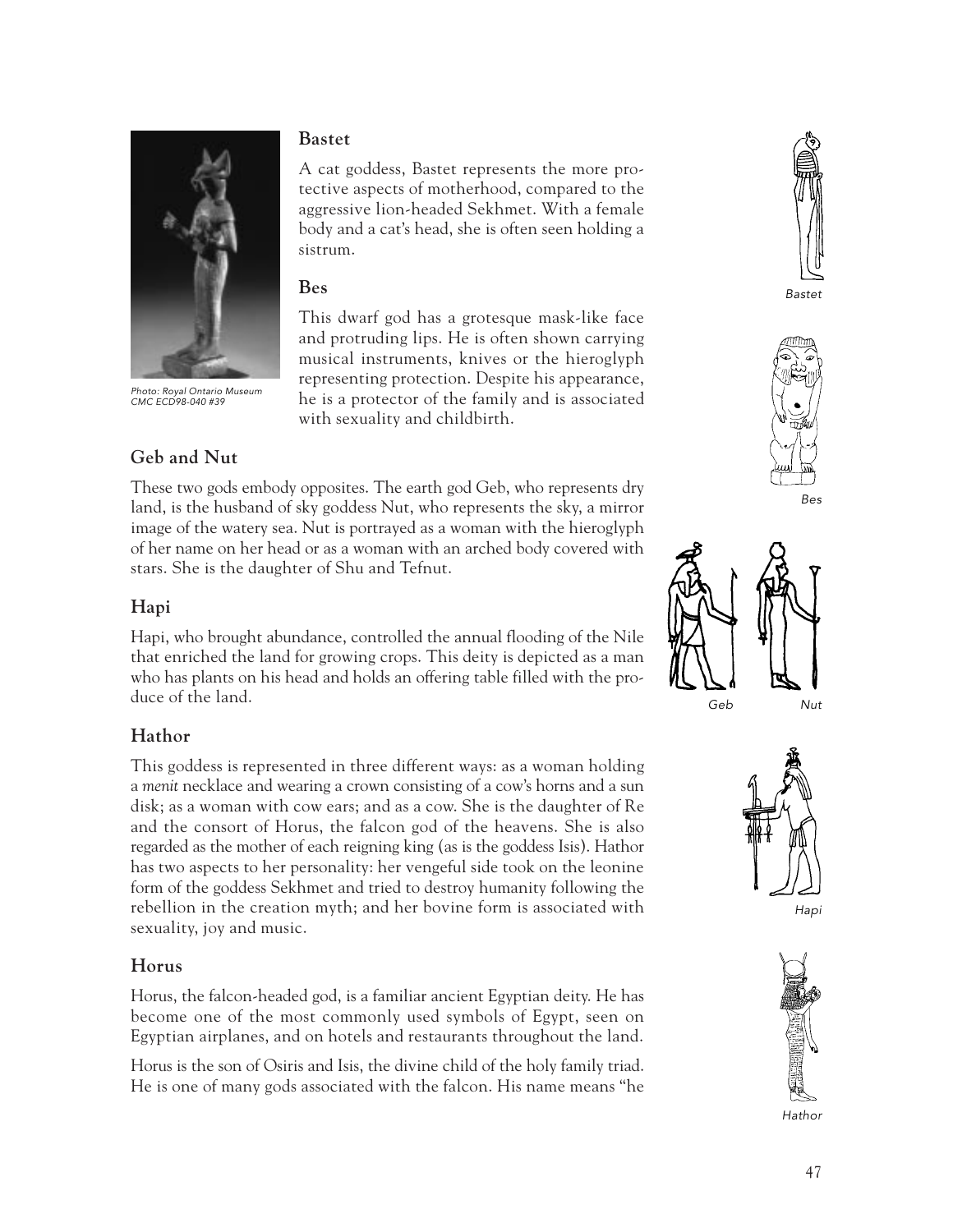Photo: Royal Ontario Museum CMC ECD98-040 #39

### Bastet

A cat goddess, Bastet represents the more protective aspects of motherhood, compared to the aggressive lion-headed Sekhmet. With a female body and a cat's head, she is often seen holding a sistrum.

### Bes

This dwarf god has a grotesque mask-like face and protruding lips. He is often shown carrying musical instruments, knives or the hieroglyph representing protection. Despite his appearance, he is a protector of the family and is associated with sexuality and childbirth.

### Geb and Nut

These two gods embody opposites. The earth god Geb, who represents dry land, is the husband of sky goddess Nut, who represents the sky, a mirror image of the watery sea. Nut is portrayed as a woman with the hieroglyph of her name on her head or as a woman with an arched body covered with stars. She is the daughter of Shu and Tefnut.

### Hapi

Hapi, who brought abundance, controlled the annual flooding of the Nile that enriched the land for growing crops. This deity is depicted as a man who has plants on his head and holds an offering table filled with the produce of the land.

### Hathor

This goddess is represented in three different ways: as a woman holding a *menit* necklace and wearing a crown consisting of a cow's horns and a sun disk; as a woman with cow ears; and as a cow. She is the daughter of Re and the consort of Horus, the falcon god of the heavens. She is also regarded as the mother of each reigning king (as is the goddess Isis). Hathor has two aspects to her personality: her vengeful side took on the leonine form of the goddess Sekhmet and tried to destroy humanity following the rebellion in the creation myth; and her bovine form is associated with sexuality, joy and music.

### Horus

Horus, the falcon-headed god, is a familiar ancient Egyptian deity. He has become one of the most commonly used symbols of Egypt, seen on Egyptian airplanes, and on hotels and restaurants throughout the land.

Horus is the son of Osiris and Isis, the divine child of the holy family triad. He is one of many gods associated with the falcon. His name means "he

*Bastet*

*Bes*

*Geb* *Nut*

*Hapi*

*Hathor*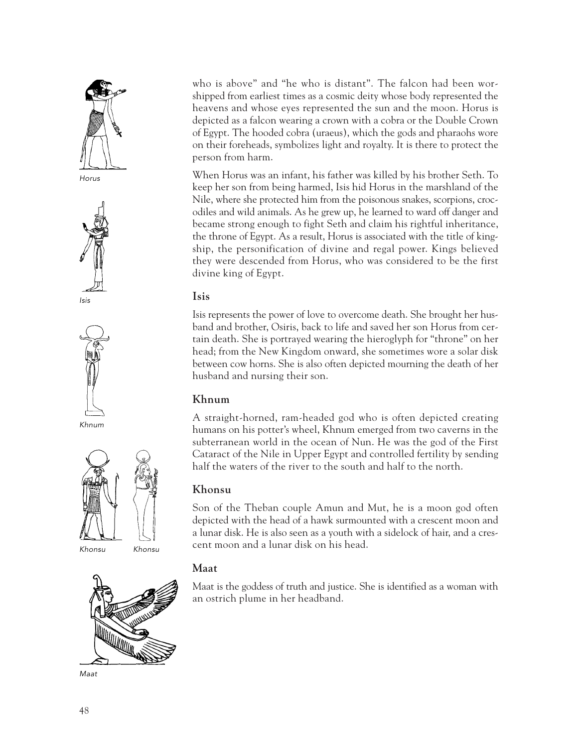who is above" and "he who is distant". The falcon had been worshipped from earliest times as a cosmic deity whose body represented the heavens and whose eyes represented the sun and the moon. Horus is depicted as a falcon wearing a crown with a cobra or the Double Crown of Egypt. The hooded cobra (uraeus), which the gods and pharaohs wore on their foreheads, symbolizes light and royalty. It is there to protect the person from harm.

When Horus was an infant, his father was killed by his brother Seth. To keep her son from being harmed, Isis hid Horus in the marshland of the Nile, where she protected him from the poisonous snakes, scorpions, crocodiles and wild animals. As he grew up, he learned to ward off danger and became strong enough to fight Seth and claim his rightful inheritance, the throne of Egypt. As a result, Horus is associated with the title of kingship, the personification of divine and regal power. Kings believed they were descended from Horus, who was considered to be the first divine king of Egypt.

*Horus*

### Isis

Isis represents the power of love to overcome death. She brought her husband and brother, Osiris, back to life and saved her son Horus from certain death. She is portrayed wearing the hieroglyph for "throne" on her head; from the New Kingdom onward, she sometimes wore a solar disk between cow horns. She is also often depicted mourning the death of her husband and nursing their son.

*Isis*

### Khnum

A straight-horned, ram-headed god who is often depicted creating humans on his potter's wheel, Khnum emerged from two caverns in the subterranean world in the ocean of Nun. He was the god of the First Cataract of the Nile in Upper Egypt and controlled fertility by sending half the waters of the river to the south and half to the north.

*Khnum*

### Khonsu

Son of the Theban couple Amun and Mut, he is a moon god often depicted with the head of a hawk surmounted with a crescent moon and a lunar disk. He is also seen as a youth with a sidelock of hair, and a crescent moon and a lunar disk on his head.

*Khonsu* *Khonsu*

### Maat

Maat is the goddess of truth and justice. She is identified as a woman with an ostrich plume in her headband.

*Maat*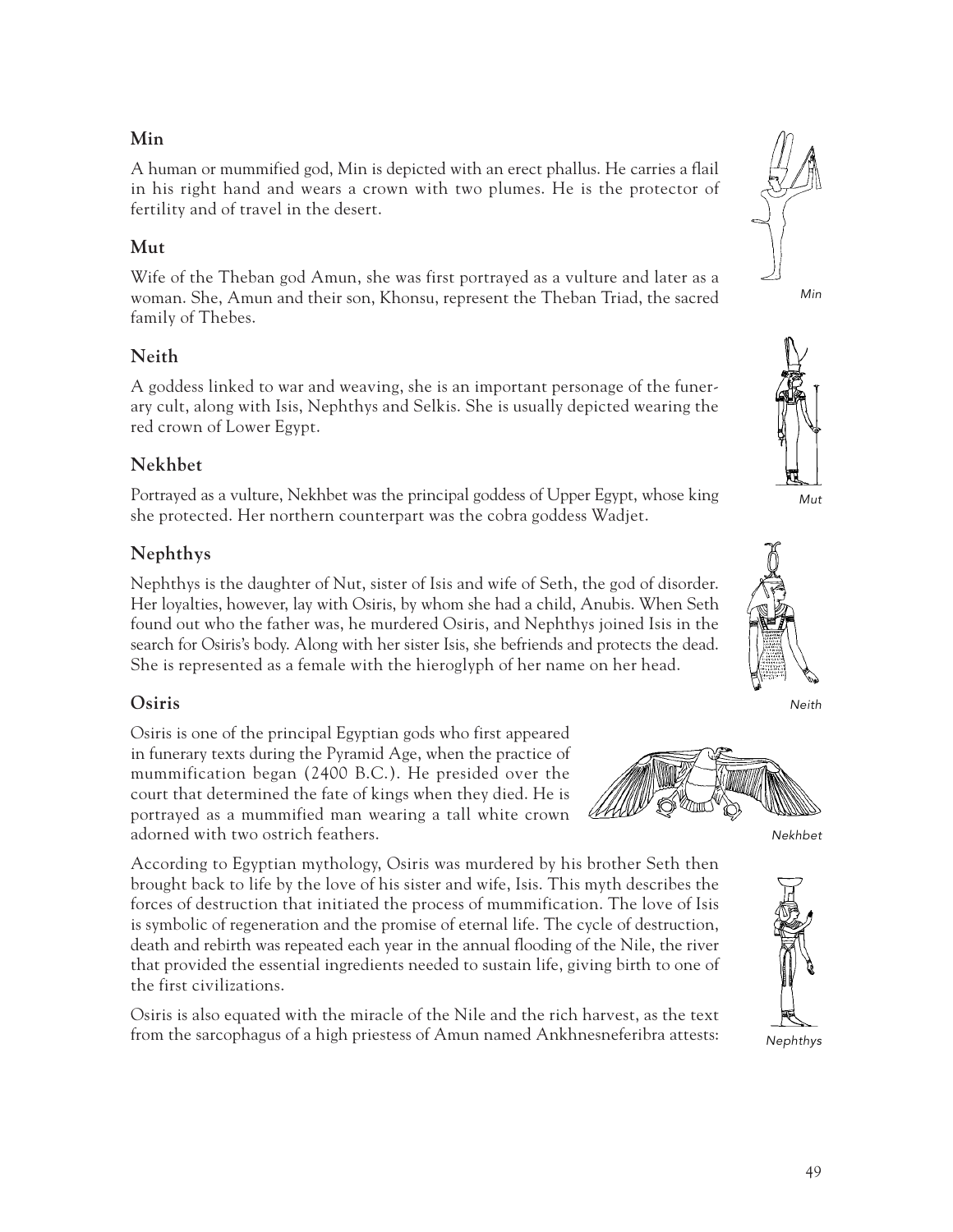## Min

A human or mummified god, Min is depicted with an erect phallus. He carries a flail in his right hand and wears a crown with two plumes. He is the protector of fertility and of travel in the desert.

## Mut

Wife of the Theban god Amun, she was first portrayed as a vulture and later as a woman. She, Amun and their son, Khonsu, represent the Theban Triad, the sacred family of Thebes.

## Neith

A goddess linked to war and weaving, she is an important personage of the funerary cult, along with Isis, Nephthys and Selkis. She is usually depicted wearing the red crown of Lower Egypt.

## Nekhbet

Portrayed as a vulture, Nekhbet was the principal goddess of Upper Egypt, whose king she protected. Her northern counterpart was the cobra goddess Wadjet.

## Nephthys

Nephthys is the daughter of Nut, sister of Isis and wife of Seth, the god of disorder. Her loyalties, however, lay with Osiris, by whom she had a child, Anubis. When Seth found out who the father was, he murdered Osiris, and Nephthys joined Isis in the search for Osiris's body. Along with her sister Isis, she befriends and protects the dead. She is represented as a female with the hieroglyph of her name on her head.

## Osiris

Osiris is one of the principal Egyptian gods who first appeared in funerary texts during the Pyramid Age, when the practice of mummification began (2400 B.C.). He presided over the court that determined the fate of kings when they died. He is portrayed as a mummified man wearing a tall white crown adorned with two ostrich feathers.

According to Egyptian mythology, Osiris was murdered by his brother Seth then brought back to life by the love of his sister and wife, Isis. This myth describes the forces of destruction that initiated the process of mummification. The love of Isis is symbolic of regeneration and the promise of eternal life. The cycle of destruction, death and rebirth was repeated each year in the annual flooding of the Nile, the river that provided the essential ingredients needed to sustain life, giving birth to one of the first civilizations.

Osiris is also equated with the miracle of the Nile and the rich harvest, as the text from the sarcophagus of a high priestess of Amun named Ankhnesneferibra attests:

*Min*

*Mut*

*Neith*

*Nekhbet*

*Nephthys*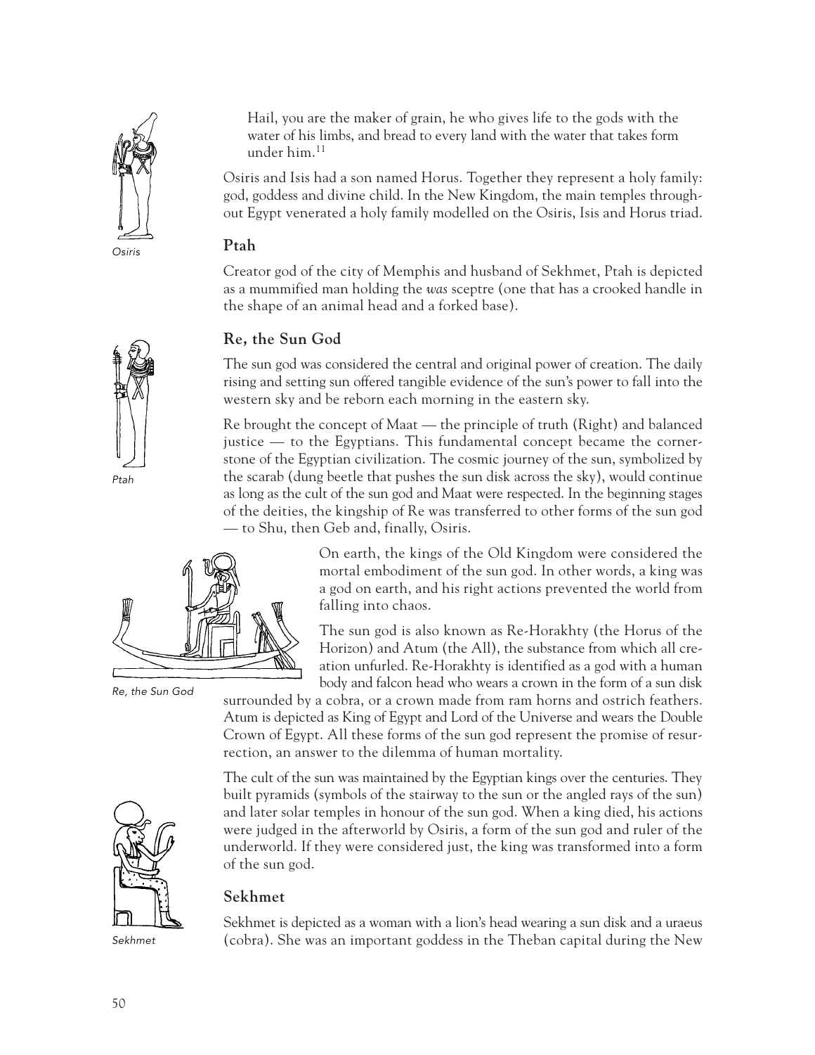> Hail, you are the maker of grain, he who gives life to the gods with the water of his limbs, and bread to every land with the water that takes form under him.[11]

Osiris and Isis had a son named Horus. Together they represent a holy family: god, goddess and divine child. In the New Kingdom, the main temples throughout Egypt venerated a holy family modelled on the Osiris, Isis and Horus triad.

Osiris

### Ptah

Creator god of the city of Memphis and husband of Sekhmet, Ptah is depicted as a mummified man holding the *was* sceptre (one that has a crooked handle in the shape of an animal head and a forked base).

Ptah

### Re, the Sun God

The sun god was considered the central and original power of creation. The daily rising and setting sun offered tangible evidence of the sun's power to fall into the western sky and be reborn each morning in the eastern sky.

Re brought the concept of Maat — the principle of truth (Right) and balanced justice — to the Egyptians. This fundamental concept became the cornerstone of the Egyptian civilization. The cosmic journey of the sun, symbolized by the scarab (dung beetle that pushes the sun disk across the sky), would continue as long as the cult of the sun god and Maat were respected. In the beginning stages of the deities, the kingship of Re was transferred to other forms of the sun god — to Shu, then Geb and, finally, Osiris.

On earth, the kings of the Old Kingdom were considered the mortal embodiment of the sun god. In other words, a king was a god on earth, and his right actions prevented the world from falling into chaos.

Re, the Sun God

The sun god is also known as Re-Horakhty (the Horus of the Horizon) and Atum (the All), the substance from which all creation unfurled. Re-Horakhty is identified as a god with a human body and falcon head who wears a crown in the form of a sun disk surrounded by a cobra, or a crown made from ram horns and ostrich feathers. Atum is depicted as King of Egypt and Lord of the Universe and wears the Double Crown of Egypt. All these forms of the sun god represent the promise of resurrection, an answer to the dilemma of human mortality.

The cult of the sun was maintained by the Egyptian kings over the centuries. They built pyramids (symbols of the stairway to the sun or the angled rays of the sun) and later solar temples in honour of the sun god. When a king died, his actions were judged in the afterworld by Osiris, a form of the sun god and ruler of the underworld. If they were considered just, the king was transformed into a form of the sun god.

### Sekhmet

Sekhmet

Sekhmet is depicted as a woman with a lion's head wearing a sun disk and a uraeus (cobra). She was an important goddess in the Theban capital during the New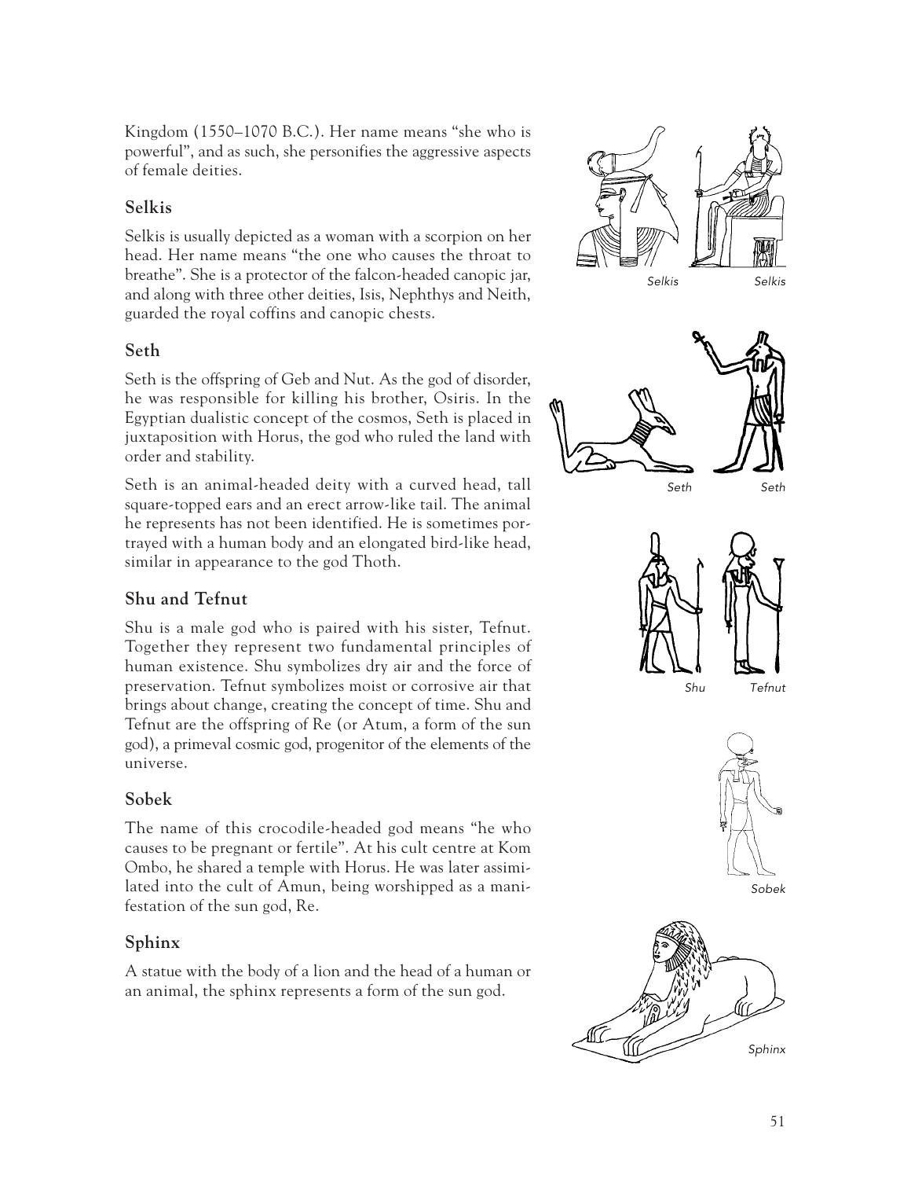Kingdom (1550–1070 B.C.). Her name means "she who is powerful", and as such, she personifies the aggressive aspects of female deities.

### Selkis

Selkis is usually depicted as a woman with a scorpion on her head. Her name means "the one who causes the throat to breathe". She is a protector of the falcon-headed canopic jar, and along with three other deities, Isis, Nephthys and Neith, guarded the royal coffins and canopic chests.

*Selkis* *Selkis*

### Seth

Seth is the offspring of Geb and Nut. As the god of disorder, he was responsible for killing his brother, Osiris. In the Egyptian dualistic concept of the cosmos, Seth is placed in juxtaposition with Horus, the god who ruled the land with order and stability.

Seth is an animal-headed deity with a curved head, tall square-topped ears and an erect arrow-like tail. The animal he represents has not been identified. He is sometimes portrayed with a human body and an elongated bird-like head, similar in appearance to the god Thoth.

*Seth* *Seth*

### Shu and Tefnut

Shu is a male god who is paired with his sister, Tefnut. Together they represent two fundamental principles of human existence. Shu symbolizes dry air and the force of preservation. Tefnut symbolizes moist or corrosive air that brings about change, creating the concept of time. Shu and Tefnut are the offspring of Re (or Atum, a form of the sun god), a primeval cosmic god, progenitor of the elements of the universe.

*Shu* *Tefnut*

### Sobek

The name of this crocodile-headed god means "he who causes to be pregnant or fertile". At his cult centre at Kom Ombo, he shared a temple with Horus. He was later assimilated into the cult of Amun, being worshipped as a manifestation of the sun god, Re.

*Sobek*

### Sphinx

A statue with the body of a lion and the head of a human or an animal, the sphinx represents a form of the sun god.

*Sphinx*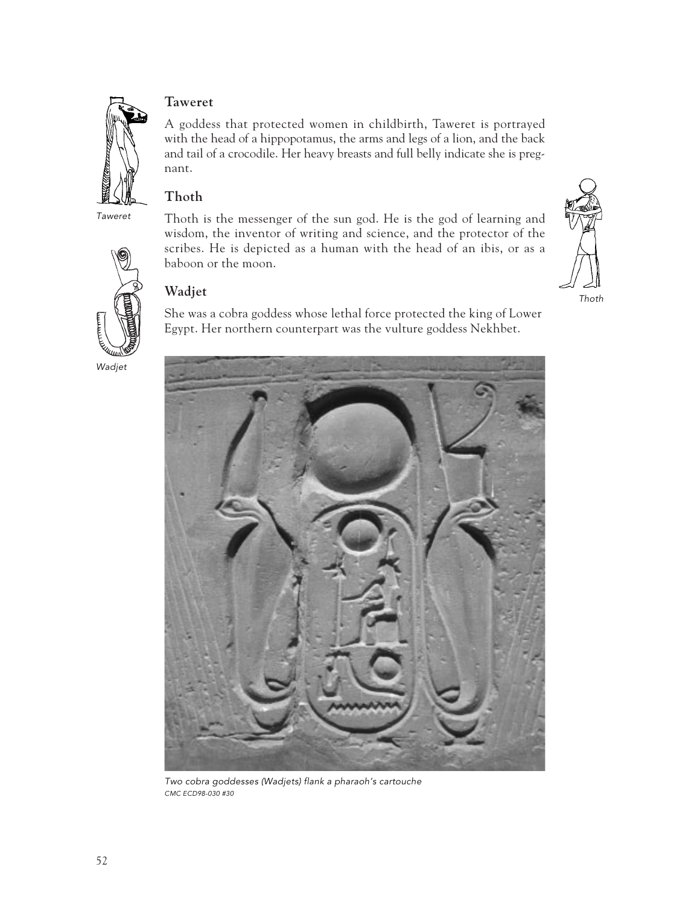### Taweret

A goddess that protected women in childbirth, Taweret is portrayed with the head of a hippopotamus, the arms and legs of a lion, and the back and tail of a crocodile. Her heavy breasts and full belly indicate she is pregnant.

*Taweret*

### Thoth

Thoth is the messenger of the sun god. He is the god of learning and wisdom, the inventor of writing and science, and the protector of the scribes. He is depicted as a human with the head of an ibis, or as a baboon or the moon.

*Thoth*

### Wadjet

She was a cobra goddess whose lethal force protected the king of Lower Egypt. Her northern counterpart was the vulture goddess Nekhbet.

*Wadjet*

*Two cobra goddesses (Wadjets) flank a pharaoh's cartouche*
*CMC ECD98-030 #30*